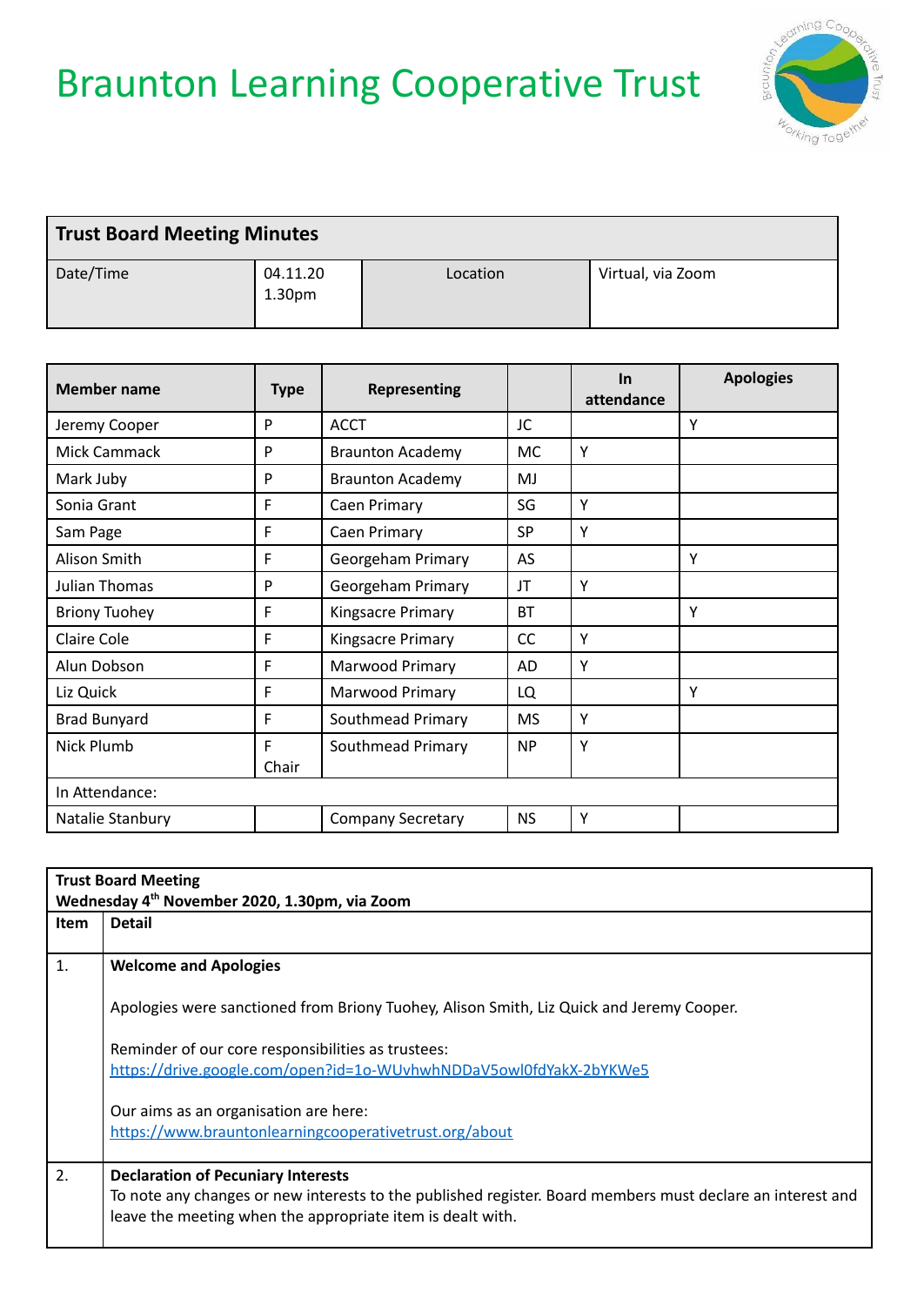# Braunton Learning Cooperative Trust

| **Trust Board Meeting Minutes** | | | |
|---|---|---|---|
| Date/Time | 04.11.20 1.30pm | Location | Virtual, via Zoom |

| Member name | Type | Representing | | In attendance | Apologies |
|---|---|---|---|---|---|
| Jeremy Cooper | P | ACCT | JC | | Y |
| Mick Cammack | P | Braunton Academy | MC | Y | |
| Mark Juby | P | Braunton Academy | MJ | | |
| Sonia Grant | F | Caen Primary | SG | Y | |
| Sam Page | F | Caen Primary | SP | Y | |
| Alison Smith | F | Georgeham Primary | AS | | Y |
| Julian Thomas | P | Georgeham Primary | JT | Y | |
| Briony Tuohey | F | Kingsacre Primary | BT | | Y |
| Claire Cole | F | Kingsacre Primary | CC | Y | |
| Alun Dobson | F | Marwood Primary | AD | Y | |
| Liz Quick | F | Marwood Primary | LQ | | Y |
| Brad Bunyard | F | Southmead Primary | MS | Y | |
| Nick Plumb | F Chair | Southmead Primary | NP | Y | |
| In Attendance: | | | | | |
| Natalie Stanbury | | Company Secretary | NS | Y | |

| **Trust Board Meeting**<br>**Wednesday 4th November 2020, 1.30pm, via Zoom** | |
|---|---|
| **Item** | **Detail** |
| 1. | **Welcome and Apologies**<br><br>Apologies were sanctioned from Briony Tuohey, Alison Smith, Liz Quick and Jeremy Cooper.<br><br>Reminder of our core responsibilities as trustees:<br>https://drive.google.com/open?id=1o-WUvhwhNDDaV5owl0fdYakX-2bYKWe5<br><br>Our aims as an organisation are here:<br>https://www.brauntonlearningcooperativetrust.org/about |
| 2. | **Declaration of Pecuniary Interests**<br>To note any changes or new interests to the published register. Board members must declare an interest and leave the meeting when the appropriate item is dealt with. |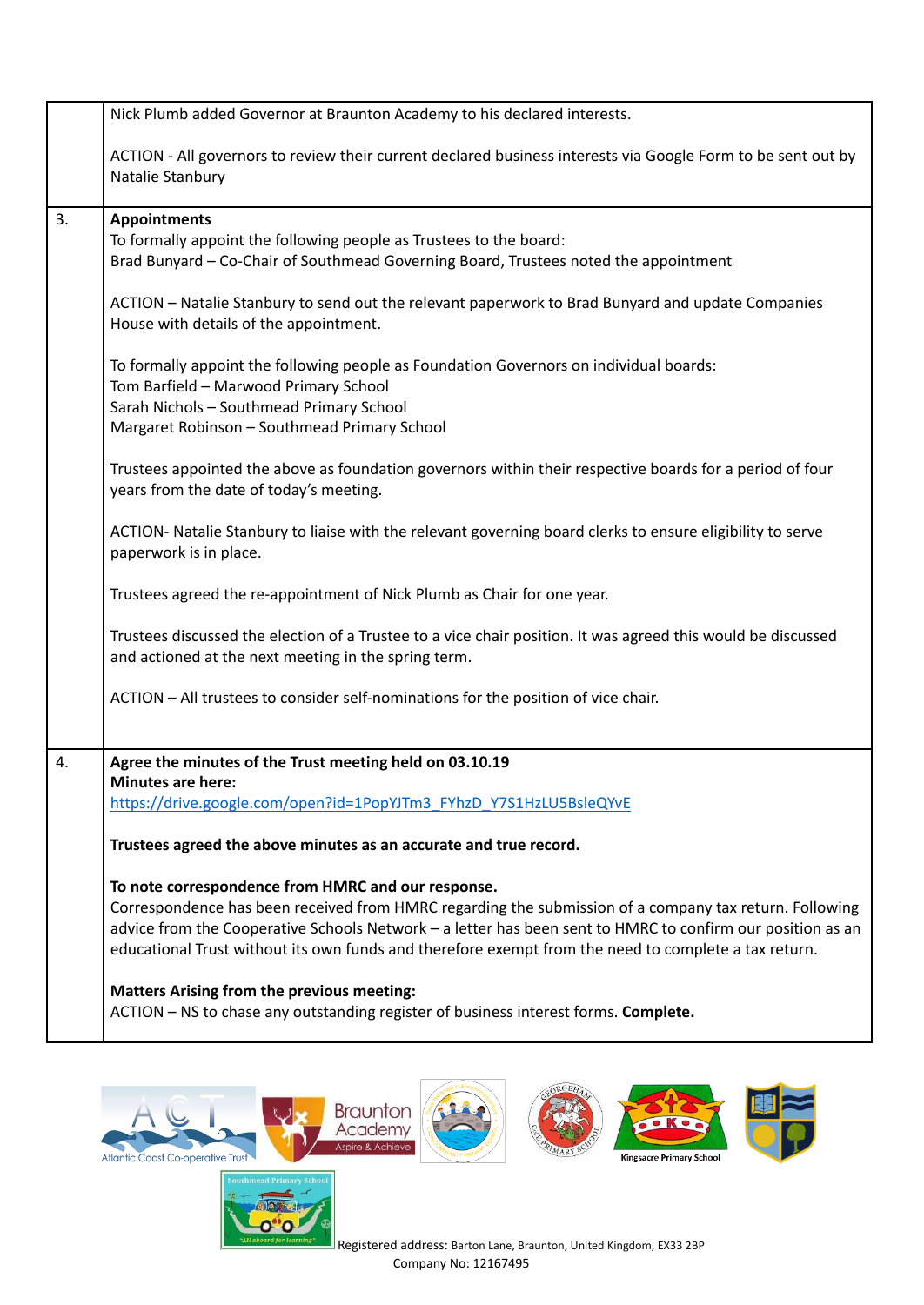| | |
|---|---|
| | Nick Plumb added Governor at Braunton Academy to his declared interests.<br><br>ACTION - All governors to review their current declared business interests via Google Form to be sent out by Natalie Stanbury |
| 3. | **Appointments**<br>To formally appoint the following people as Trustees to the board:<br>Brad Bunyard – Co-Chair of Southmead Governing Board, Trustees noted the appointment<br><br>ACTION – Natalie Stanbury to send out the relevant paperwork to Brad Bunyard and update Companies House with details of the appointment.<br><br>To formally appoint the following people as Foundation Governors on individual boards:<br>Tom Barfield – Marwood Primary School<br>Sarah Nichols – Southmead Primary School<br>Margaret Robinson – Southmead Primary School<br><br>Trustees appointed the above as foundation governors within their respective boards for a period of four years from the date of today's meeting.<br><br>ACTION- Natalie Stanbury to liaise with the relevant governing board clerks to ensure eligibility to serve paperwork is in place.<br><br>Trustees agreed the re-appointment of Nick Plumb as Chair for one year.<br><br>Trustees discussed the election of a Trustee to a vice chair position. It was agreed this would be discussed and actioned at the next meeting in the spring term.<br><br>ACTION – All trustees to consider self-nominations for the position of vice chair. |
| 4. | **Agree the minutes of the Trust meeting held on 03.10.19**<br>**Minutes are here:**<br>https://drive.google.com/open?id=1PopYJTm3_FYhzD_Y7S1HzLU5BsleQYvE<br><br>**Trustees agreed the above minutes as an accurate and true record.**<br><br>**To note correspondence from HMRC and our response.**<br>Correspondence has been received from HMRC regarding the submission of a company tax return. Following advice from the Cooperative Schools Network – a letter has been sent to HMRC to confirm our position as an educational Trust without its own funds and therefore exempt from the need to complete a tax return.<br><br>**Matters Arising from the previous meeting:**<br>ACTION – NS to chase any outstanding register of business interest forms. **Complete.** |

Registered address: Barton Lane, Braunton, United Kingdom, EX33 2BP
Company No: 12167495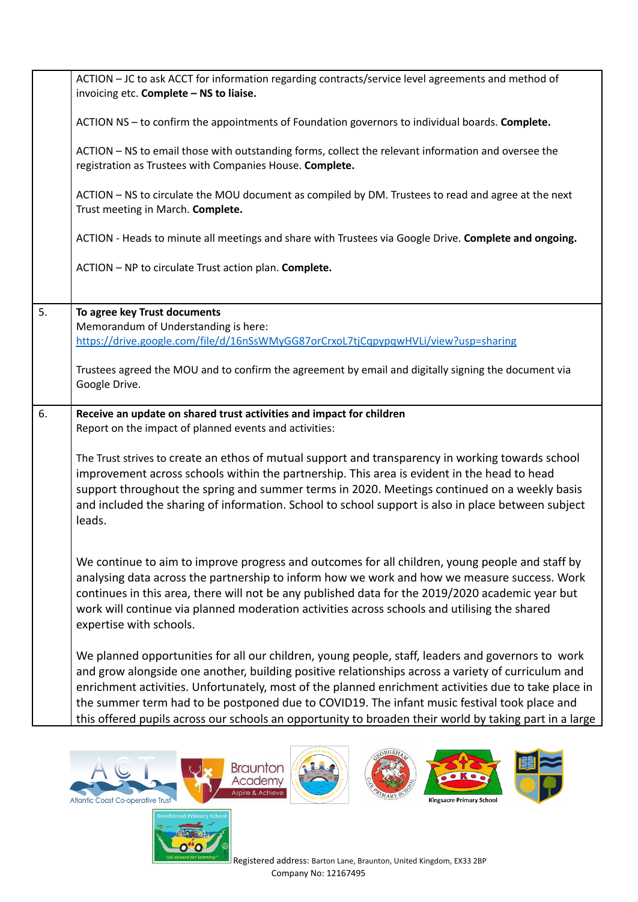| | |
|---|---|
| | ACTION – JC to ask ACCT for information regarding contracts/service level agreements and method of invoicing etc. **Complete – NS to liaise.**<br><br>ACTION NS – to confirm the appointments of Foundation governors to individual boards. **Complete.**<br><br>ACTION – NS to email those with outstanding forms, collect the relevant information and oversee the registration as Trustees with Companies House. **Complete.**<br><br>ACTION – NS to circulate the MOU document as compiled by DM. Trustees to read and agree at the next Trust meeting in March. **Complete.**<br><br>ACTION - Heads to minute all meetings and share with Trustees via Google Drive. **Complete and ongoing.**<br><br>ACTION – NP to circulate Trust action plan. **Complete.** |
| 5. | **To agree key Trust documents**<br>Memorandum of Understanding is here:<br>https://drive.google.com/file/d/16nSsWMyGG87orCrxoL7tjCqpypqwHVLi/view?usp=sharing<br><br>Trustees agreed the MOU and to confirm the agreement by email and digitally signing the document via Google Drive. |
| 6. | **Receive an update on shared trust activities and impact for children**<br>Report on the impact of planned events and activities:<br><br>The Trust strives to create an ethos of mutual support and transparency in working towards school improvement across schools within the partnership. This area is evident in the head to head support throughout the spring and summer terms in 2020. Meetings continued on a weekly basis and included the sharing of information. School to school support is also in place between subject leads.<br><br>We continue to aim to improve progress and outcomes for all children, young people and staff by analysing data across the partnership to inform how we work and how we measure success. Work continues in this area, there will not be any published data for the 2019/2020 academic year but work will continue via planned moderation activities across schools and utilising the shared expertise with schools.<br><br>We planned opportunities for all our children, young people, staff, leaders and governors to work and grow alongside one another, building positive relationships across a variety of curriculum and enrichment activities. Unfortunately, most of the planned enrichment activities due to take place in the summer term had to be postponed due to COVID19. The infant music festival took place and this offered pupils across our schools an opportunity to broaden their world by taking part in a large |

Registered address: Barton Lane, Braunton, United Kingdom, EX33 2BP
Company No: 12167495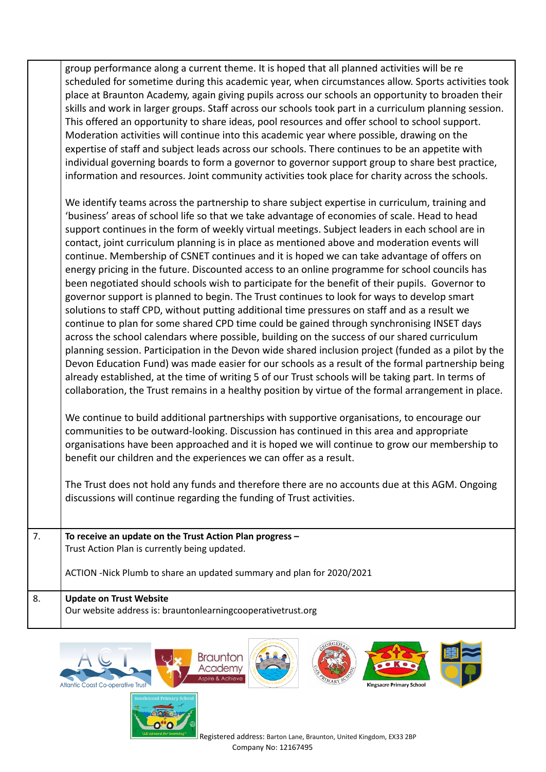| | |
|---|---|
| | group performance along a current theme. It is hoped that all planned activities will be re scheduled for sometime during this academic year, when circumstances allow. Sports activities took place at Braunton Academy, again giving pupils across our schools an opportunity to broaden their skills and work in larger groups. Staff across our schools took part in a curriculum planning session. This offered an opportunity to share ideas, pool resources and offer school to school support. Moderation activities will continue into this academic year where possible, drawing on the expertise of staff and subject leads across our schools. There continues to be an appetite with individual governing boards to form a governor to governor support group to share best practice, information and resources. Joint community activities took place for charity across the schools.<br><br>We identify teams across the partnership to share subject expertise in curriculum, training and 'business' areas of school life so that we take advantage of economies of scale. Head to head support continues in the form of weekly virtual meetings. Subject leaders in each school are in contact, joint curriculum planning is in place as mentioned above and moderation events will continue. Membership of CSNET continues and it is hoped we can take advantage of offers on energy pricing in the future. Discounted access to an online programme for school councils has been negotiated should schools wish to participate for the benefit of their pupils. Governor to governor support is planned to begin. The Trust continues to look for ways to develop smart solutions to staff CPD, without putting additional time pressures on staff and as a result we continue to plan for some shared CPD time could be gained through synchronising INSET days across the school calendars where possible, building on the success of our shared curriculum planning session. Participation in the Devon wide shared inclusion project (funded as a pilot by the Devon Education Fund) was made easier for our schools as a result of the formal partnership being already established, at the time of writing 5 of our Trust schools will be taking part. In terms of collaboration, the Trust remains in a healthy position by virtue of the formal arrangement in place.<br><br>We continue to build additional partnerships with supportive organisations, to encourage our communities to be outward-looking. Discussion has continued in this area and appropriate organisations have been approached and it is hoped we will continue to grow our membership to benefit our children and the experiences we can offer as a result.<br><br>The Trust does not hold any funds and therefore there are no accounts due at this AGM. Ongoing discussions will continue regarding the funding of Trust activities. |
| 7. | **To receive an update on the Trust Action Plan progress –**<br>Trust Action Plan is currently being updated.<br><br>ACTION -Nick Plumb to share an updated summary and plan for 2020/2021 |
| 8. | **Update on Trust Website**<br>Our website address is: brauntonlearningcooperativetrust.org |

Registered address: Barton Lane, Braunton, United Kingdom, EX33 2BP
Company No: 12167495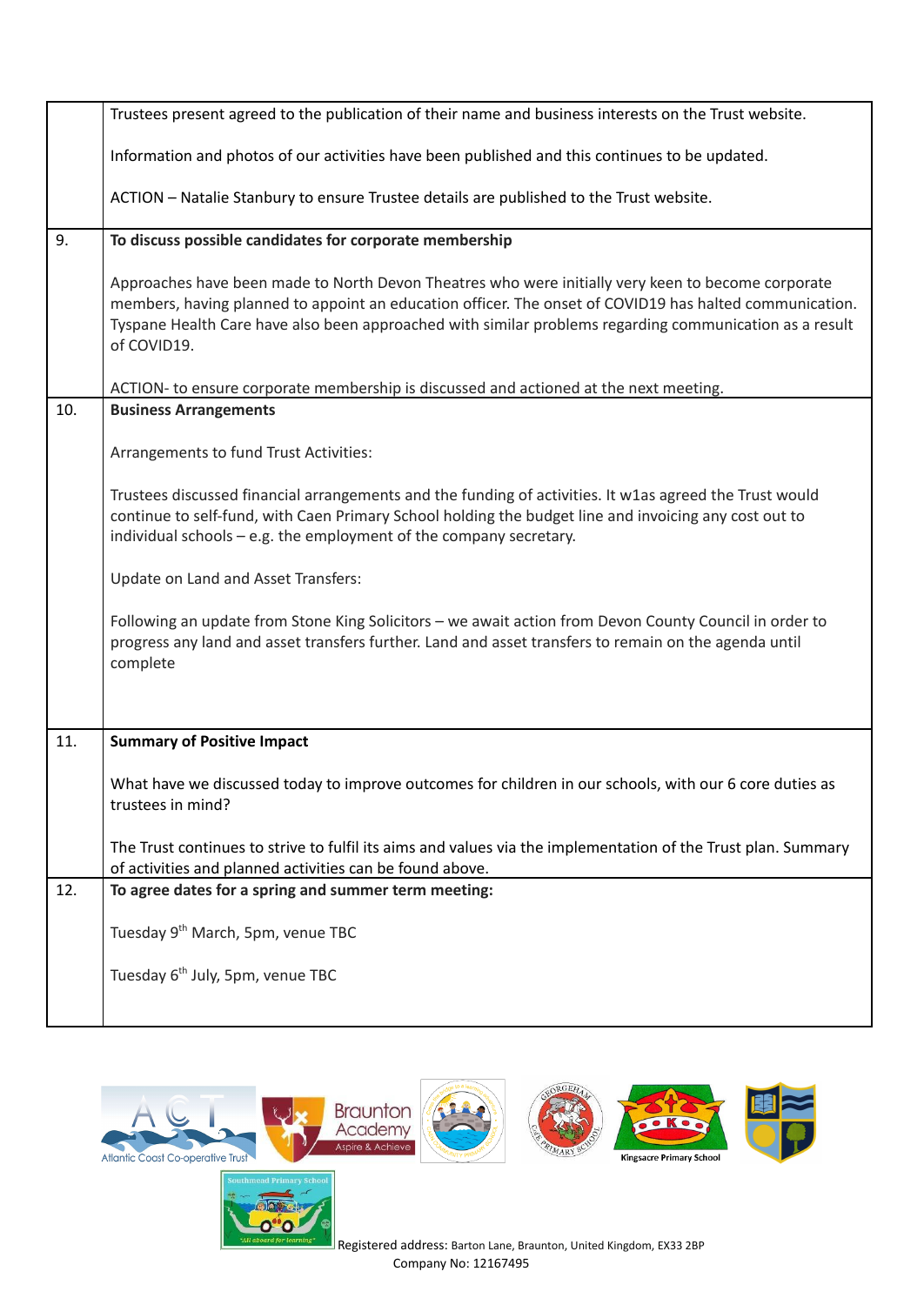| | |
|---|---|
| | Trustees present agreed to the publication of their name and business interests on the Trust website.<br><br>Information and photos of our activities have been published and this continues to be updated.<br><br>ACTION – Natalie Stanbury to ensure Trustee details are published to the Trust website. |
| 9. | **To discuss possible candidates for corporate membership**<br><br>Approaches have been made to North Devon Theatres who were initially very keen to become corporate members, having planned to appoint an education officer. The onset of COVID19 has halted communication. Tyspane Health Care have also been approached with similar problems regarding communication as a result of COVID19.<br><br>ACTION- to ensure corporate membership is discussed and actioned at the next meeting. |
| 10. | **Business Arrangements**<br><br>Arrangements to fund Trust Activities:<br><br>Trustees discussed financial arrangements and the funding of activities. It w1as agreed the Trust would continue to self-fund, with Caen Primary School holding the budget line and invoicing any cost out to individual schools – e.g. the employment of the company secretary.<br><br>Update on Land and Asset Transfers:<br><br>Following an update from Stone King Solicitors – we await action from Devon County Council in order to progress any land and asset transfers further. Land and asset transfers to remain on the agenda until complete |
| 11. | **Summary of Positive Impact**<br><br>What have we discussed today to improve outcomes for children in our schools, with our 6 core duties as trustees in mind?<br><br>The Trust continues to strive to fulfil its aims and values via the implementation of the Trust plan. Summary of activities and planned activities can be found above. |
| 12. | **To agree dates for a spring and summer term meeting:**<br><br>Tuesday 9th March, 5pm, venue TBC<br><br>Tuesday 6th July, 5pm, venue TBC |

Registered address: Barton Lane, Braunton, United Kingdom, EX33 2BP
Company No: 12167495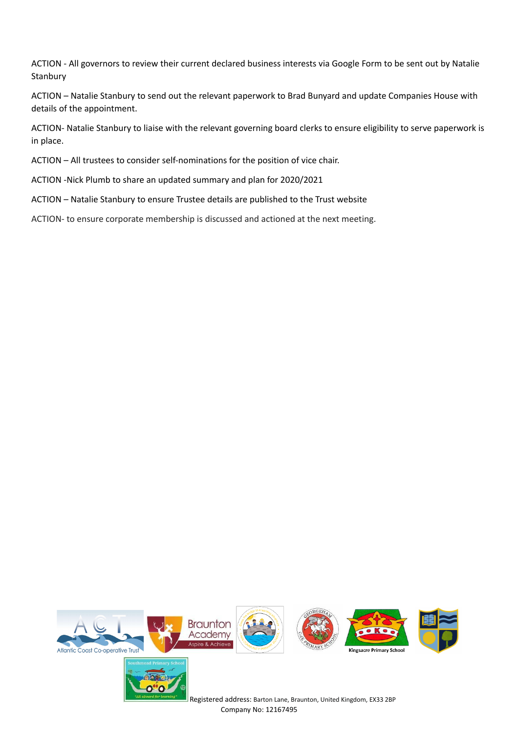ACTION - All governors to review their current declared business interests via Google Form to be sent out by Natalie Stanbury

ACTION – Natalie Stanbury to send out the relevant paperwork to Brad Bunyard and update Companies House with details of the appointment.

ACTION- Natalie Stanbury to liaise with the relevant governing board clerks to ensure eligibility to serve paperwork is in place.

ACTION – All trustees to consider self-nominations for the position of vice chair.

ACTION -Nick Plumb to share an updated summary and plan for 2020/2021

ACTION – Natalie Stanbury to ensure Trustee details are published to the Trust website

ACTION- to ensure corporate membership is discussed and actioned at the next meeting.